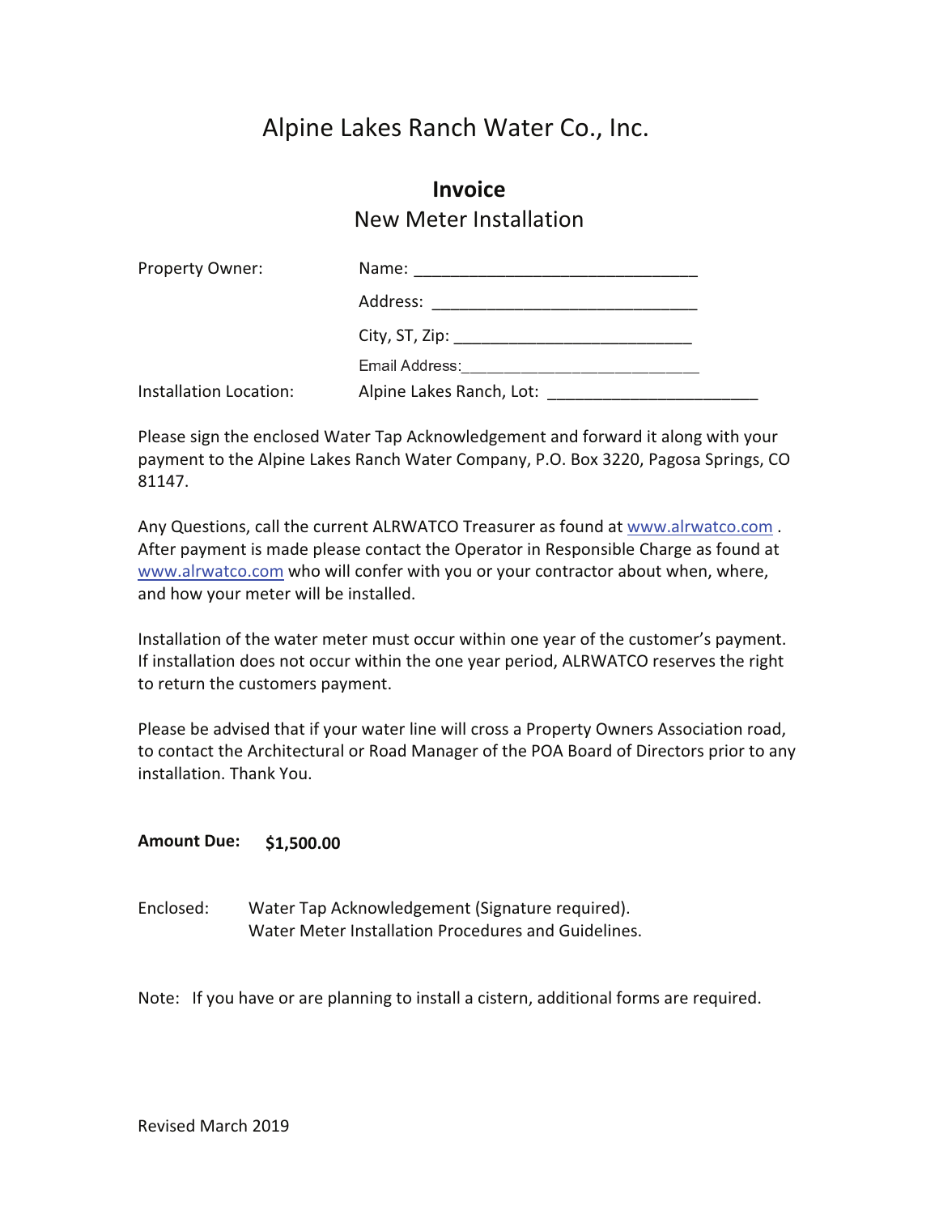# Alpine Lakes Ranch Water Co., Inc.

## Invoice

### New Meter Installation

| | |
|---|---|
| Property Owner: | Name: ______________________________ |
| | Address: ____________________________ |
| | City, ST, Zip: _________________________ |
| | Email Address:__________________________ |
| Installation Location: | Alpine Lakes Ranch, Lot: ______________________ |

Please sign the enclosed Water Tap Acknowledgement and forward it along with your payment to the Alpine Lakes Ranch Water Company, P.O. Box 3220, Pagosa Springs, CO 81147.

Any Questions, call the current ALRWATCO Treasurer as found at www.alrwatco.com . After payment is made please contact the Operator in Responsible Charge as found at www.alrwatco.com who will confer with you or your contractor about when, where, and how your meter will be installed.

Installation of the water meter must occur within one year of the customer's payment. If installation does not occur within the one year period, ALRWATCO reserves the right to return the customers payment.

Please be advised that if your water line will cross a Property Owners Association road, to contact the Architectural or Road Manager of the POA Board of Directors prior to any installation. Thank You.

**Amount Due:** **$1,500.00**

Enclosed: Water Tap Acknowledgement (Signature required).
Water Meter Installation Procedures and Guidelines.

Note: If you have or are planning to install a cistern, additional forms are required.

Revised March 2019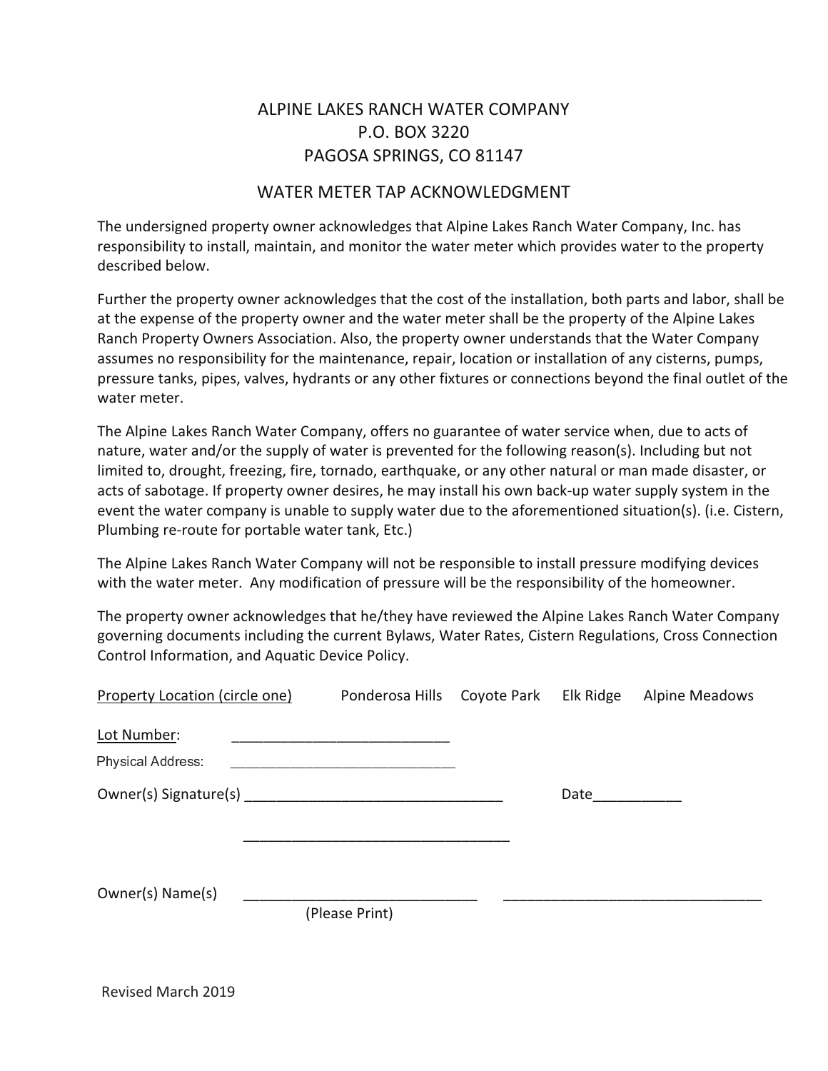# ALPINE LAKES RANCH WATER COMPANY
P.O. BOX 3220
PAGOSA SPRINGS, CO 81147

## WATER METER TAP ACKNOWLEDGMENT

The undersigned property owner acknowledges that Alpine Lakes Ranch Water Company, Inc. has responsibility to install, maintain, and monitor the water meter which provides water to the property described below.

Further the property owner acknowledges that the cost of the installation, both parts and labor, shall be at the expense of the property owner and the water meter shall be the property of the Alpine Lakes Ranch Property Owners Association. Also, the property owner understands that the Water Company assumes no responsibility for the maintenance, repair, location or installation of any cisterns, pumps, pressure tanks, pipes, valves, hydrants or any other fixtures or connections beyond the final outlet of the water meter.

The Alpine Lakes Ranch Water Company, offers no guarantee of water service when, due to acts of nature, water and/or the supply of water is prevented for the following reason(s). Including but not limited to, drought, freezing, fire, tornado, earthquake, or any other natural or man made disaster, or acts of sabotage. If property owner desires, he may install his own back-up water supply system in the event the water company is unable to supply water due to the aforementioned situation(s). (i.e. Cistern, Plumbing re-route for portable water tank, Etc.)

The Alpine Lakes Ranch Water Company will not be responsible to install pressure modifying devices with the water meter. Any modification of pressure will be the responsibility of the homeowner.

The property owner acknowledges that he/they have reviewed the Alpine Lakes Ranch Water Company governing documents including the current Bylaws, Water Rates, Cistern Regulations, Cross Connection Control Information, and Aquatic Device Policy.

Property Location (circle one)     Ponderosa Hills     Coyote Park     Elk Ridge     Alpine Meadows

Lot Number: ___________________________

Physical Address: ___________________________

Owner(s) Signature(s) ________________________________     Date___________

________________________________

Owner(s) Name(s) ____________________________     ________________________________
(Please Print)

Revised March 2019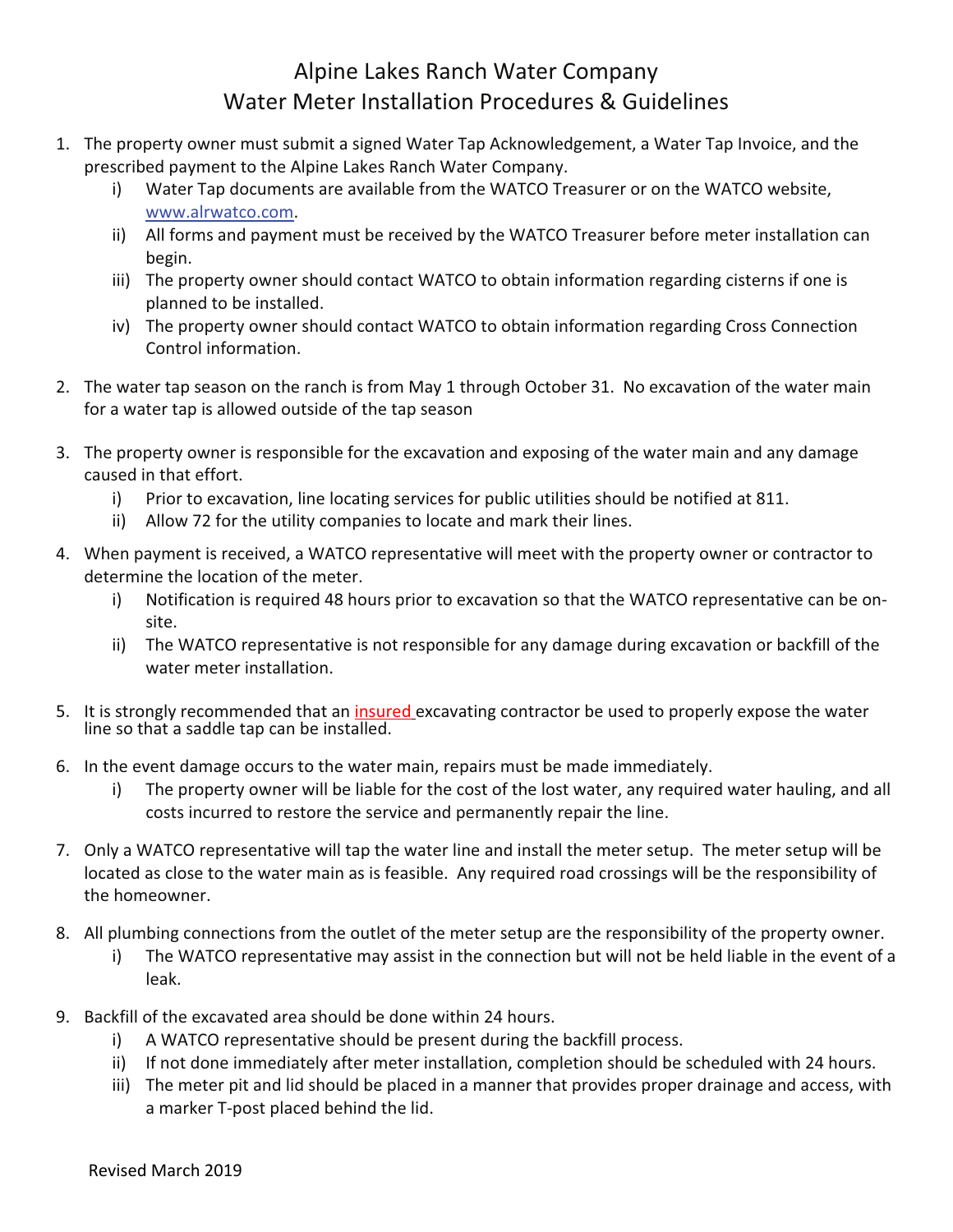# Alpine Lakes Ranch Water Company
## Water Meter Installation Procedures & Guidelines

1. The property owner must submit a signed Water Tap Acknowledgement, a Water Tap Invoice, and the prescribed payment to the Alpine Lakes Ranch Water Company.
    i) Water Tap documents are available from the WATCO Treasurer or on the WATCO website, www.alrwatco.com.
    ii) All forms and payment must be received by the WATCO Treasurer before meter installation can begin.
    iii) The property owner should contact WATCO to obtain information regarding cisterns if one is planned to be installed.
    iv) The property owner should contact WATCO to obtain information regarding Cross Connection Control information.

2. The water tap season on the ranch is from May 1 through October 31. No excavation of the water main for a water tap is allowed outside of the tap season

3. The property owner is responsible for the excavation and exposing of the water main and any damage caused in that effort.
    i) Prior to excavation, line locating services for public utilities should be notified at 811.
    ii) Allow 72 for the utility companies to locate and mark their lines.

4. When payment is received, a WATCO representative will meet with the property owner or contractor to determine the location of the meter.
    i) Notification is required 48 hours prior to excavation so that the WATCO representative can be on-site.
    ii) The WATCO representative is not responsible for any damage during excavation or backfill of the water meter installation.

5. It is strongly recommended that an insured excavating contractor be used to properly expose the water line so that a saddle tap can be installed.

6. In the event damage occurs to the water main, repairs must be made immediately.
    i) The property owner will be liable for the cost of the lost water, any required water hauling, and all costs incurred to restore the service and permanently repair the line.

7. Only a WATCO representative will tap the water line and install the meter setup. The meter setup will be located as close to the water main as is feasible. Any required road crossings will be the responsibility of the homeowner.

8. All plumbing connections from the outlet of the meter setup are the responsibility of the property owner.
    i) The WATCO representative may assist in the connection but will not be held liable in the event of a leak.

9. Backfill of the excavated area should be done within 24 hours.
    i) A WATCO representative should be present during the backfill process.
    ii) If not done immediately after meter installation, completion should be scheduled with 24 hours.
    iii) The meter pit and lid should be placed in a manner that provides proper drainage and access, with a marker T-post placed behind the lid.

Revised March 2019